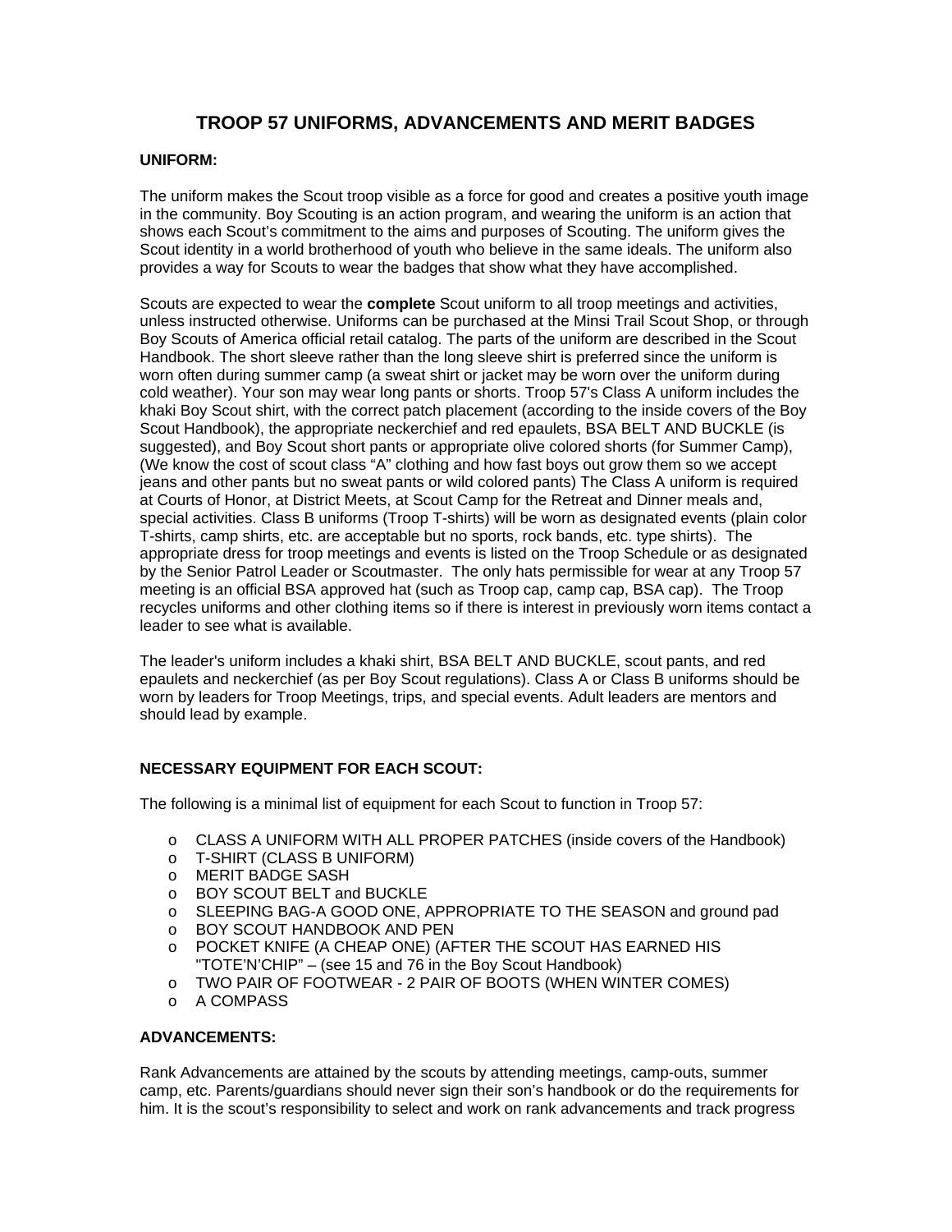# TROOP 57 UNIFORMS, ADVANCEMENTS AND MERIT BADGES

**UNIFORM:**

The uniform makes the Scout troop visible as a force for good and creates a positive youth image in the community. Boy Scouting is an action program, and wearing the uniform is an action that shows each Scout's commitment to the aims and purposes of Scouting. The uniform gives the Scout identity in a world brotherhood of youth who believe in the same ideals. The uniform also provides a way for Scouts to wear the badges that show what they have accomplished.

Scouts are expected to wear the **complete** Scout uniform to all troop meetings and activities, unless instructed otherwise. Uniforms can be purchased at the Minsi Trail Scout Shop, or through Boy Scouts of America official retail catalog. The parts of the uniform are described in the Scout Handbook. The short sleeve rather than the long sleeve shirt is preferred since the uniform is worn often during summer camp (a sweat shirt or jacket may be worn over the uniform during cold weather). Your son may wear long pants or shorts. Troop 57's Class A uniform includes the khaki Boy Scout shirt, with the correct patch placement (according to the inside covers of the Boy Scout Handbook), the appropriate neckerchief and red epaulets, BSA BELT AND BUCKLE (is suggested), and Boy Scout short pants or appropriate olive colored shorts (for Summer Camp), (We know the cost of scout class "A" clothing and how fast boys out grow them so we accept jeans and other pants but no sweat pants or wild colored pants) The Class A uniform is required at Courts of Honor, at District Meets, at Scout Camp for the Retreat and Dinner meals and, special activities. Class B uniforms (Troop T-shirts) will be worn as designated events (plain color T-shirts, camp shirts, etc. are acceptable but no sports, rock bands, etc. type shirts). The appropriate dress for troop meetings and events is listed on the Troop Schedule or as designated by the Senior Patrol Leader or Scoutmaster. The only hats permissible for wear at any Troop 57 meeting is an official BSA approved hat (such as Troop cap, camp cap, BSA cap). The Troop recycles uniforms and other clothing items so if there is interest in previously worn items contact a leader to see what is available.

The leader's uniform includes a khaki shirt, BSA BELT AND BUCKLE, scout pants, and red epaulets and neckerchief (as per Boy Scout regulations). Class A or Class B uniforms should be worn by leaders for Troop Meetings, trips, and special events. Adult leaders are mentors and should lead by example.

**NECESSARY EQUIPMENT FOR EACH SCOUT:**

The following is a minimal list of equipment for each Scout to function in Troop 57:

- CLASS A UNIFORM WITH ALL PROPER PATCHES (inside covers of the Handbook)
- T-SHIRT (CLASS B UNIFORM)
- MERIT BADGE SASH
- BOY SCOUT BELT and BUCKLE
- SLEEPING BAG-A GOOD ONE, APPROPRIATE TO THE SEASON and ground pad
- BOY SCOUT HANDBOOK AND PEN
- POCKET KNIFE (A CHEAP ONE) (AFTER THE SCOUT HAS EARNED HIS "TOTE'N'CHIP" – (see 15 and 76 in the Boy Scout Handbook)
- TWO PAIR OF FOOTWEAR - 2 PAIR OF BOOTS (WHEN WINTER COMES)
- A COMPASS

**ADVANCEMENTS:**

Rank Advancements are attained by the scouts by attending meetings, camp-outs, summer camp, etc. Parents/guardians should never sign their son's handbook or do the requirements for him. It is the scout's responsibility to select and work on rank advancements and track progress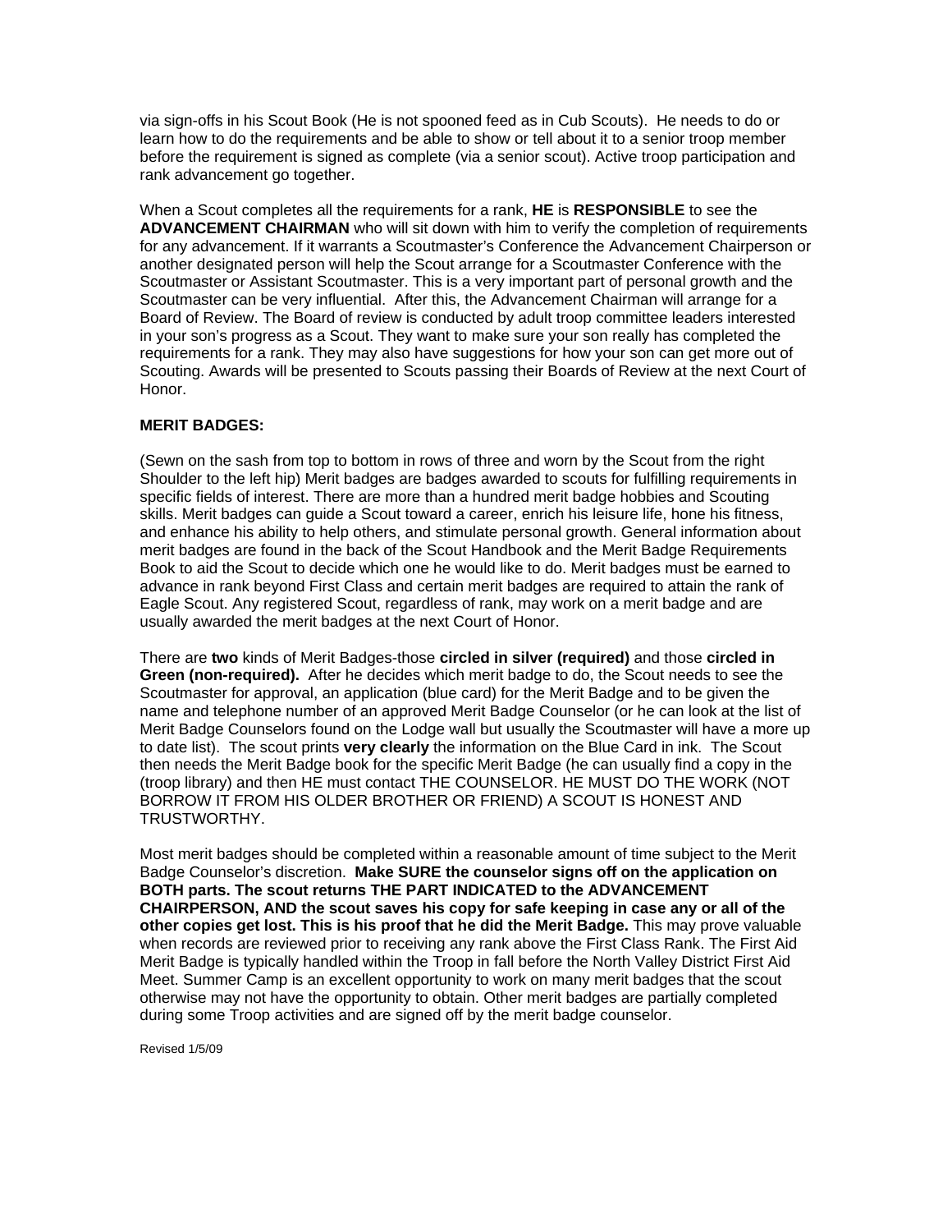via sign-offs in his Scout Book (He is not spooned feed as in Cub Scouts). He needs to do or learn how to do the requirements and be able to show or tell about it to a senior troop member before the requirement is signed as complete (via a senior scout). Active troop participation and rank advancement go together.

When a Scout completes all the requirements for a rank, **HE** is **RESPONSIBLE** to see the **ADVANCEMENT CHAIRMAN** who will sit down with him to verify the completion of requirements for any advancement. If it warrants a Scoutmaster's Conference the Advancement Chairperson or another designated person will help the Scout arrange for a Scoutmaster Conference with the Scoutmaster or Assistant Scoutmaster. This is a very important part of personal growth and the Scoutmaster can be very influential. After this, the Advancement Chairman will arrange for a Board of Review. The Board of review is conducted by adult troop committee leaders interested in your son's progress as a Scout. They want to make sure your son really has completed the requirements for a rank. They may also have suggestions for how your son can get more out of Scouting. Awards will be presented to Scouts passing their Boards of Review at the next Court of Honor.

**MERIT BADGES:**

(Sewn on the sash from top to bottom in rows of three and worn by the Scout from the right Shoulder to the left hip) Merit badges are badges awarded to scouts for fulfilling requirements in specific fields of interest. There are more than a hundred merit badge hobbies and Scouting skills. Merit badges can guide a Scout toward a career, enrich his leisure life, hone his fitness, and enhance his ability to help others, and stimulate personal growth. General information about merit badges are found in the back of the Scout Handbook and the Merit Badge Requirements Book to aid the Scout to decide which one he would like to do. Merit badges must be earned to advance in rank beyond First Class and certain merit badges are required to attain the rank of Eagle Scout. Any registered Scout, regardless of rank, may work on a merit badge and are usually awarded the merit badges at the next Court of Honor.

There are **two** kinds of Merit Badges-those **circled in silver (required)** and those **circled in Green (non-required).** After he decides which merit badge to do, the Scout needs to see the Scoutmaster for approval, an application (blue card) for the Merit Badge and to be given the name and telephone number of an approved Merit Badge Counselor (or he can look at the list of Merit Badge Counselors found on the Lodge wall but usually the Scoutmaster will have a more up to date list). The scout prints **very clearly** the information on the Blue Card in ink. The Scout then needs the Merit Badge book for the specific Merit Badge (he can usually find a copy in the (troop library) and then HE must contact THE COUNSELOR. HE MUST DO THE WORK (NOT BORROW IT FROM HIS OLDER BROTHER OR FRIEND) A SCOUT IS HONEST AND TRUSTWORTHY.

Most merit badges should be completed within a reasonable amount of time subject to the Merit Badge Counselor's discretion. **Make SURE the counselor signs off on the application on BOTH parts. The scout returns THE PART INDICATED to the ADVANCEMENT CHAIRPERSON, AND the scout saves his copy for safe keeping in case any or all of the other copies get lost. This is his proof that he did the Merit Badge.** This may prove valuable when records are reviewed prior to receiving any rank above the First Class Rank. The First Aid Merit Badge is typically handled within the Troop in fall before the North Valley District First Aid Meet. Summer Camp is an excellent opportunity to work on many merit badges that the scout otherwise may not have the opportunity to obtain. Other merit badges are partially completed during some Troop activities and are signed off by the merit badge counselor.

Revised 1/5/09